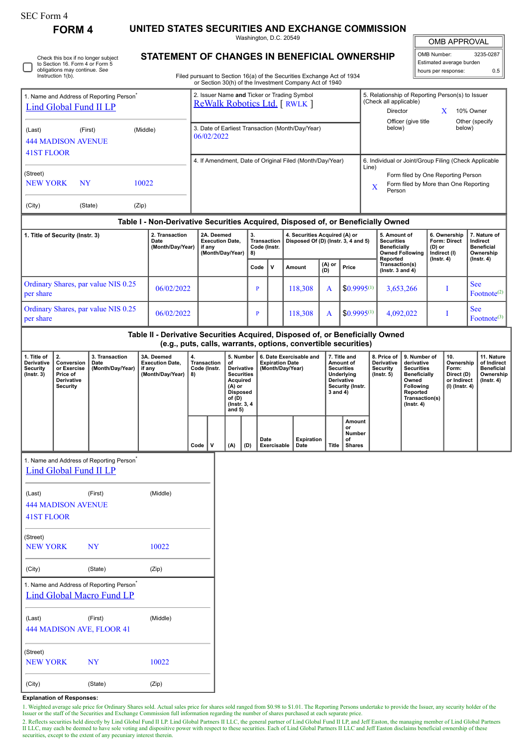SEC Form 4

# FORM 4

## UNITED STATES SECURITIES AND EXCHANGE COMMISSION

Washington, D.C. 20549

## STATEMENT OF CHANGES IN BENEFICIAL OWNERSHIP

Filed pursuant to Section 16(a) of the Securities Exchange Act of 1934 or Section 30(h) of the Investment Company Act of 1940

| OMB APPROVAL | |
|---|---|
| OMB Number: | 3235-0287 |
| Estimated average burden hours per response: | 0.5 |

☐ Check this box if no longer subject to Section 16. Form 4 or Form 5 obligations may continue. *See* Instruction 1(b).

1. Name and Address of Reporting Person*
Lind Global Fund II LP

(Last) (First) (Middle)
444 MADISON AVENUE
41ST FLOOR

(Street)
NEW YORK NY 10022

(City) (State) (Zip)

2. Issuer Name **and** Ticker or Trading Symbol
ReWalk Robotics Ltd. [ RWLK ]

3. Date of Earliest Transaction (Month/Day/Year)
06/02/2022

4. If Amendment, Date of Original Filed (Month/Day/Year)

5. Relationship of Reporting Person(s) to Issuer (Check all applicable)
Director
X 10% Owner
Officer (give title below)
Other (specify below)

6. Individual or Joint/Group Filing (Check Applicable Line)
Form filed by One Reporting Person
X Form filed by More than One Reporting Person

### Table I - Non-Derivative Securities Acquired, Disposed of, or Beneficially Owned

| 1. Title of Security (Instr. 3) | 2. Transaction Date (Month/Day/Year) | 2A. Deemed Execution Date, if any (Month/Day/Year) | 3. Transaction Code (Instr. 8) | | 4. Securities Acquired (A) or Disposed Of (D) (Instr. 3, 4 and 5) | | | 5. Amount of Securities Beneficially Owned Following Reported Transaction(s) (Instr. 3 and 4) | 6. Ownership Form: Direct (D) or Indirect (I) (Instr. 4) | 7. Nature of Indirect Beneficial Ownership (Instr. 4) |
|---|---|---|---|---|---|---|---|---|---|---|
| | | | Code | V | Amount | (A) or (D) | Price | | | |
| Ordinary Shares, par value NIS 0.25 per share | 06/02/2022 | | P | | 118,308 | A | $0.9995[1] | 3,653,266 | I | See Footnote[2] |
| Ordinary Shares, par value NIS 0.25 per share | 06/02/2022 | | P | | 118,308 | A | $0.9995[1] | 4,092,022 | I | See Footnote[3] |

### Table II - Derivative Securities Acquired, Disposed of, or Beneficially Owned (e.g., puts, calls, warrants, options, convertible securities)

| 1. Title of Derivative Security (Instr. 3) | 2. Conversion or Exercise Price of Derivative Security | 3. Transaction Date (Month/Day/Year) | 3A. Deemed Execution Date, if any (Month/Day/Year) | 4. Transaction Code (Instr. 8) | | 5. Number of Derivative Securities Acquired (A) or Disposed of (D) (Instr. 3, 4 and 5) | | 6. Date Exercisable and Expiration Date (Month/Day/Year) | | 7. Title and Amount of Securities Underlying Derivative Security (Instr. 3 and 4) | | 8. Price of Derivative Security (Instr. 5) | 9. Number of derivative Securities Beneficially Owned Following Reported Transaction(s) (Instr. 4) | 10. Ownership Form: Direct (D) or Indirect (I) (Instr. 4) | 11. Nature of Indirect Beneficial Ownership (Instr. 4) |
|---|---|---|---|---|---|---|---|---|---|---|---|---|---|---|---|
| | | | | Code | V | (A) | (D) | Date Exercisable | Expiration Date | Title | Amount or Number of Shares | | | | |

1. Name and Address of Reporting Person*
Lind Global Fund II LP

(Last) (First) (Middle)
444 MADISON AVENUE
41ST FLOOR

(Street)
NEW YORK NY 10022

(City) (State) (Zip)

1. Name and Address of Reporting Person*
Lind Global Macro Fund LP

(Last) (First) (Middle)
444 MADISON AVE, FLOOR 41

(Street)
NEW YORK NY 10022

(City) (State) (Zip)

**Explanation of Responses:**

1. Weighted average sale price for Ordinary Shares sold. Actual sales price for shares sold ranged from $0.98 to $1.01. The Reporting Persons undertake to provide the Issuer, any security holder of the Issuer or the staff of the Securities and Exchange Commission full information regarding the number of shares purchased at each separate price.

2. Reflects securities held directly by Lind Global Fund II LP. Lind Global Partners II LLC, the general partner of Lind Global Fund II LP, and Jeff Easton, the managing member of Lind Global Partners II LLC, may each be deemed to have sole voting and dispositive power with respect to these securities. Each of Lind Global Partners II LLC and Jeff Easton disclaims beneficial ownership of these securities, except to the extent of any pecuniary interest therein.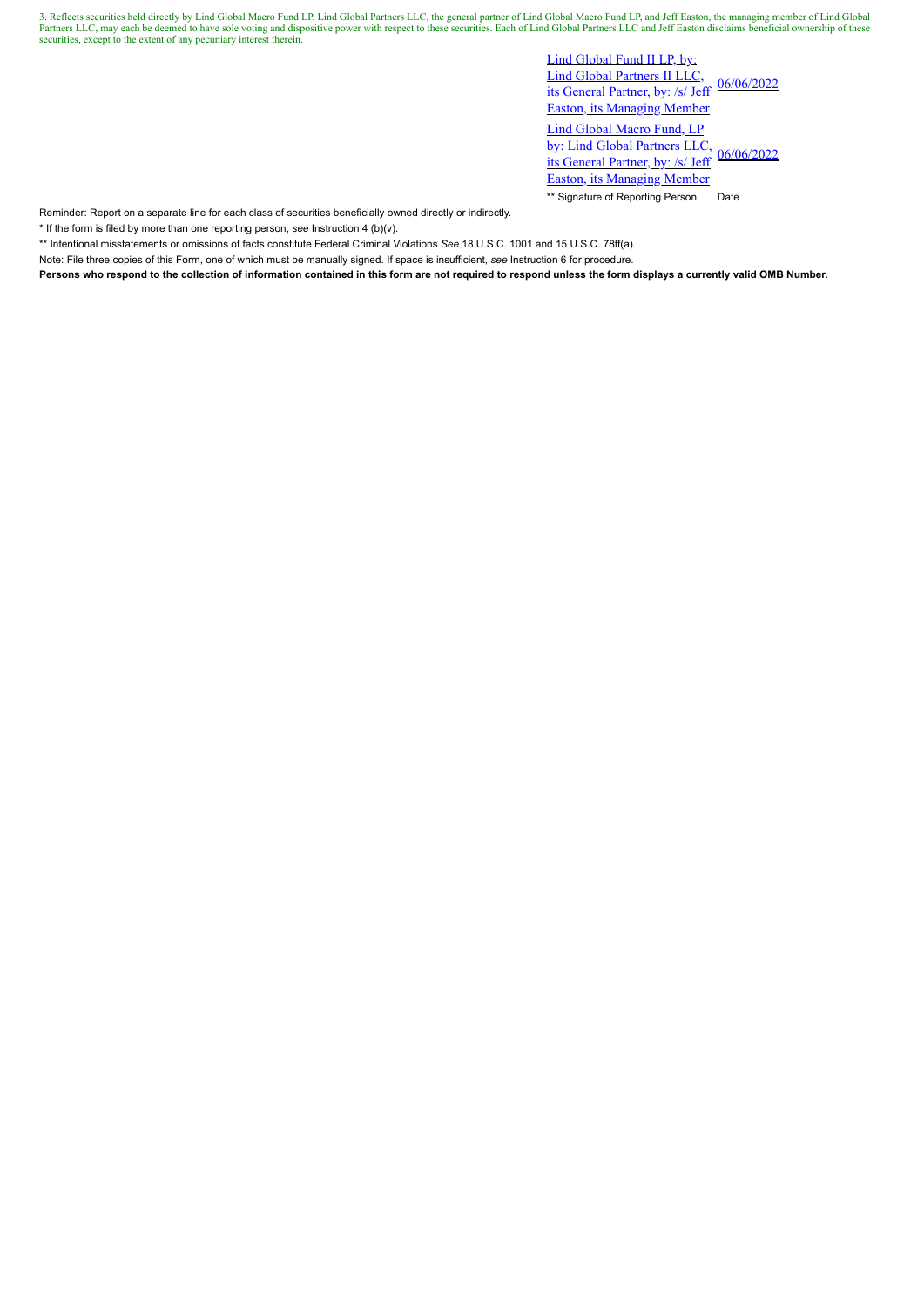3. Reflects securities held directly by Lind Global Macro Fund LP. Lind Global Partners LLC, the general partner of Lind Global Macro Fund LP, and Jeff Easton, the managing member of Lind Global Partners LLC, may each be deemed to have sole voting and dispositive power with respect to these securities. Each of Lind Global Partners LLC and Jeff Easton disclaims beneficial ownership of these securities, except to the extent of any pecuniary interest therein.

| | |
|---|---|
| Lind Global Fund II LP, by: Lind Global Partners II LLC, its General Partner, by: /s/ Jeff Easton, its Managing Member | 06/06/2022 |
| Lind Global Macro Fund, LP by: Lind Global Partners LLC, its General Partner, by: /s/ Jeff Easton, its Managing Member | 06/06/2022 |
| ** Signature of Reporting Person | Date |

Reminder: Report on a separate line for each class of securities beneficially owned directly or indirectly.

* If the form is filed by more than one reporting person, *see* Instruction 4 (b)(v).

** Intentional misstatements or omissions of facts constitute Federal Criminal Violations *See* 18 U.S.C. 1001 and 15 U.S.C. 78ff(a).

Note: File three copies of this Form, one of which must be manually signed. If space is insufficient, *see* Instruction 6 for procedure.

**Persons who respond to the collection of information contained in this form are not required to respond unless the form displays a currently valid OMB Number.**